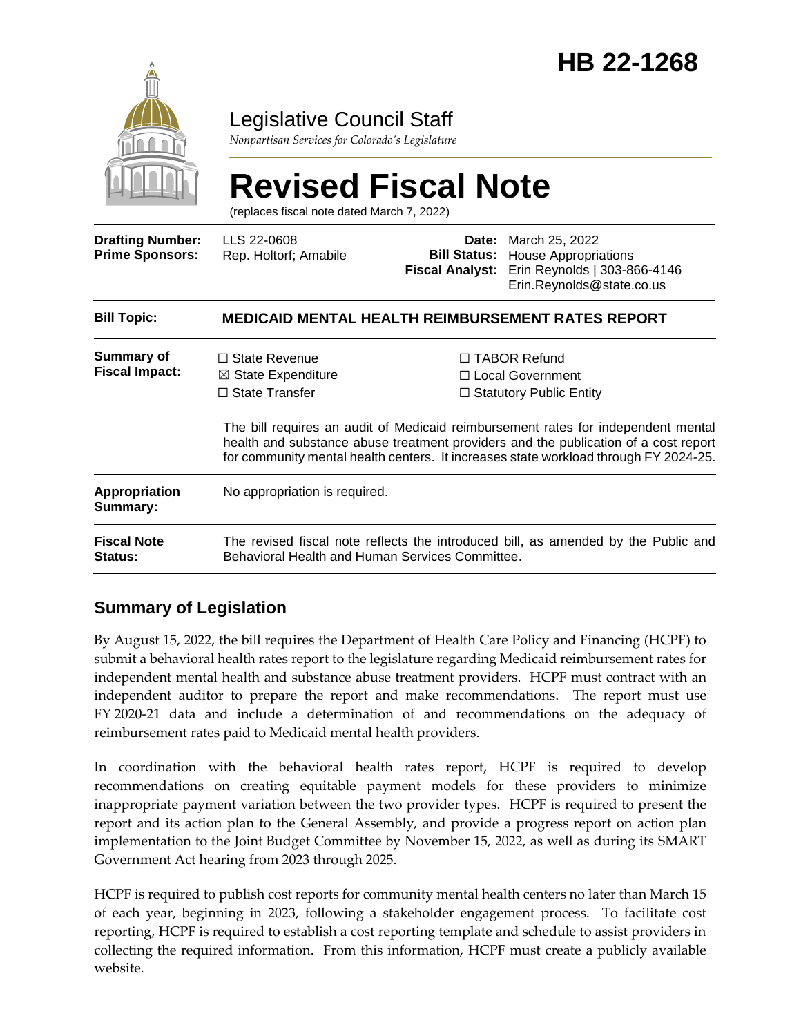# HB 22-1268

Legislative Council Staff

*Nonpartisan Services for Colorado's Legislature*

# Revised Fiscal Note

(replaces fiscal note dated March 7, 2022)

| | | | |
|---|---|---|---|
| **Drafting Number:** | LLS 22-0608 | **Date:** | March 25, 2022 |
| **Prime Sponsors:** | Rep. Holtorf; Amabile | **Bill Status:** | House Appropriations |
| | | **Fiscal Analyst:** | Erin Reynolds \| 303-866-4146 Erin.Reynolds@state.co.us |

| | |
|---|---|
| **Bill Topic:** | **MEDICAID MENTAL HEALTH REIMBURSEMENT RATES REPORT** |
| **Summary of Fiscal Impact:** | ☐ State Revenue ☒ State Expenditure ☐ State Transfer ☐ TABOR Refund ☐ Local Government ☐ Statutory Public Entity<br><br>The bill requires an audit of Medicaid reimbursement rates for independent mental health and substance abuse treatment providers and the publication of a cost report for community mental health centers. It increases state workload through FY 2024-25. |
| **Appropriation Summary:** | No appropriation is required. |
| **Fiscal Note Status:** | The revised fiscal note reflects the introduced bill, as amended by the Public and Behavioral Health and Human Services Committee. |

## Summary of Legislation

By August 15, 2022, the bill requires the Department of Health Care Policy and Financing (HCPF) to submit a behavioral health rates report to the legislature regarding Medicaid reimbursement rates for independent mental health and substance abuse treatment providers. HCPF must contract with an independent auditor to prepare the report and make recommendations. The report must use FY 2020-21 data and include a determination of and recommendations on the adequacy of reimbursement rates paid to Medicaid mental health providers.

In coordination with the behavioral health rates report, HCPF is required to develop recommendations on creating equitable payment models for these providers to minimize inappropriate payment variation between the two provider types. HCPF is required to present the report and its action plan to the General Assembly, and provide a progress report on action plan implementation to the Joint Budget Committee by November 15, 2022, as well as during its SMART Government Act hearing from 2023 through 2025.

HCPF is required to publish cost reports for community mental health centers no later than March 15 of each year, beginning in 2023, following a stakeholder engagement process. To facilitate cost reporting, HCPF is required to establish a cost reporting template and schedule to assist providers in collecting the required information. From this information, HCPF must create a publicly available website.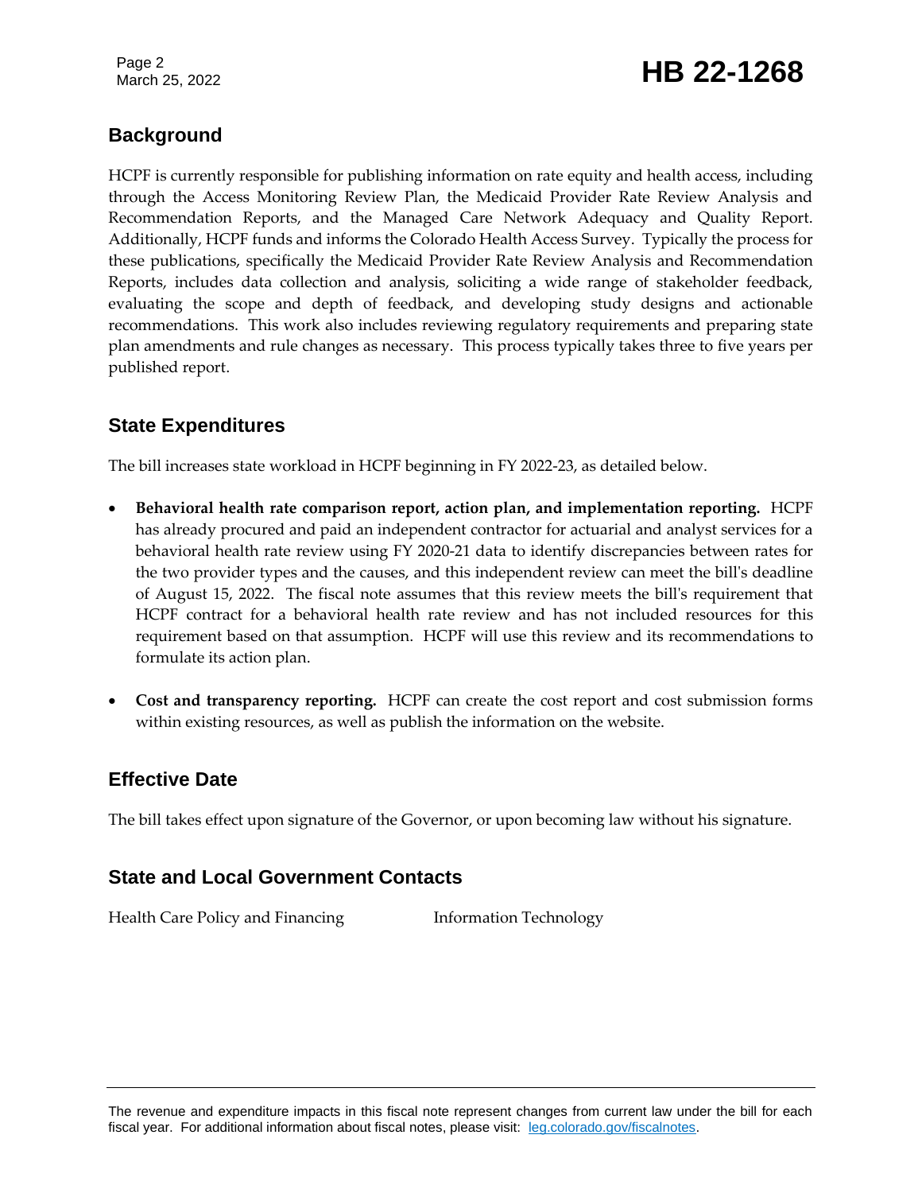## Background

HCPF is currently responsible for publishing information on rate equity and health access, including through the Access Monitoring Review Plan, the Medicaid Provider Rate Review Analysis and Recommendation Reports, and the Managed Care Network Adequacy and Quality Report. Additionally, HCPF funds and informs the Colorado Health Access Survey. Typically the process for these publications, specifically the Medicaid Provider Rate Review Analysis and Recommendation Reports, includes data collection and analysis, soliciting a wide range of stakeholder feedback, evaluating the scope and depth of feedback, and developing study designs and actionable recommendations. This work also includes reviewing regulatory requirements and preparing state plan amendments and rule changes as necessary. This process typically takes three to five years per published report.

## State Expenditures

The bill increases state workload in HCPF beginning in FY 2022-23, as detailed below.

- **Behavioral health rate comparison report, action plan, and implementation reporting.** HCPF has already procured and paid an independent contractor for actuarial and analyst services for a behavioral health rate review using FY 2020-21 data to identify discrepancies between rates for the two provider types and the causes, and this independent review can meet the bill's deadline of August 15, 2022. The fiscal note assumes that this review meets the bill's requirement that HCPF contract for a behavioral health rate review and has not included resources for this requirement based on that assumption. HCPF will use this review and its recommendations to formulate its action plan.

- **Cost and transparency reporting.** HCPF can create the cost report and cost submission forms within existing resources, as well as publish the information on the website.

## Effective Date

The bill takes effect upon signature of the Governor, or upon becoming law without his signature.

## State and Local Government Contacts

Health Care Policy and Financing

Information Technology

The revenue and expenditure impacts in this fiscal note represent changes from current law under the bill for each fiscal year. For additional information about fiscal notes, please visit: leg.colorado.gov/fiscalnotes.